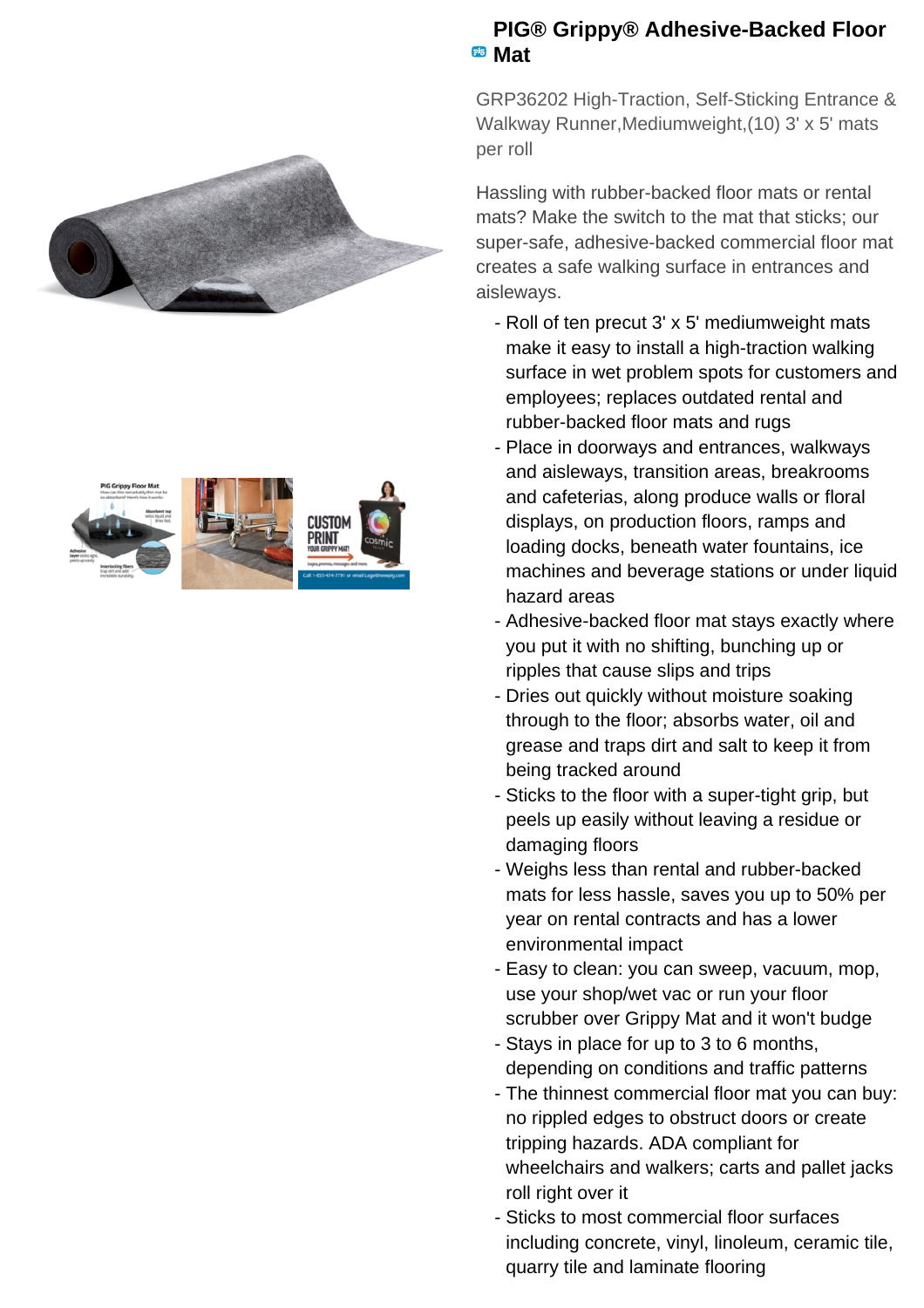# PIG® Grippy® Adhesive-Backed Floor Mat

GRP36202 High-Traction, Self-Sticking Entrance & Walkway Runner,Mediumweight,(10) 3' x 5' mats per roll

Hassling with rubber-backed floor mats or rental mats? Make the switch to the mat that sticks; our super-safe, adhesive-backed commercial floor mat creates a safe walking surface in entrances and aisleways.

- Roll of ten precut 3' x 5' mediumweight mats make it easy to install a high-traction walking surface in wet problem spots for customers and employees; replaces outdated rental and rubber-backed floor mats and rugs
- Place in doorways and entrances, walkways and aisleways, transition areas, breakrooms and cafeterias, along produce walls or floral displays, on production floors, ramps and loading docks, beneath water fountains, ice machines and beverage stations or under liquid hazard areas
- Adhesive-backed floor mat stays exactly where you put it with no shifting, bunching up or ripples that cause slips and trips
- Dries out quickly without moisture soaking through to the floor; absorbs water, oil and grease and traps dirt and salt to keep it from being tracked around
- Sticks to the floor with a super-tight grip, but peels up easily without leaving a residue or damaging floors
- Weighs less than rental and rubber-backed mats for less hassle, saves you up to 50% per year on rental contracts and has a lower environmental impact
- Easy to clean: you can sweep, vacuum, mop, use your shop/wet vac or run your floor scrubber over Grippy Mat and it won't budge
- Stays in place for up to 3 to 6 months, depending on conditions and traffic patterns
- The thinnest commercial floor mat you can buy: no rippled edges to obstruct doors or create tripping hazards. ADA compliant for wheelchairs and walkers; carts and pallet jacks roll right over it
- Sticks to most commercial floor surfaces including concrete, vinyl, linoleum, ceramic tile, quarry tile and laminate flooring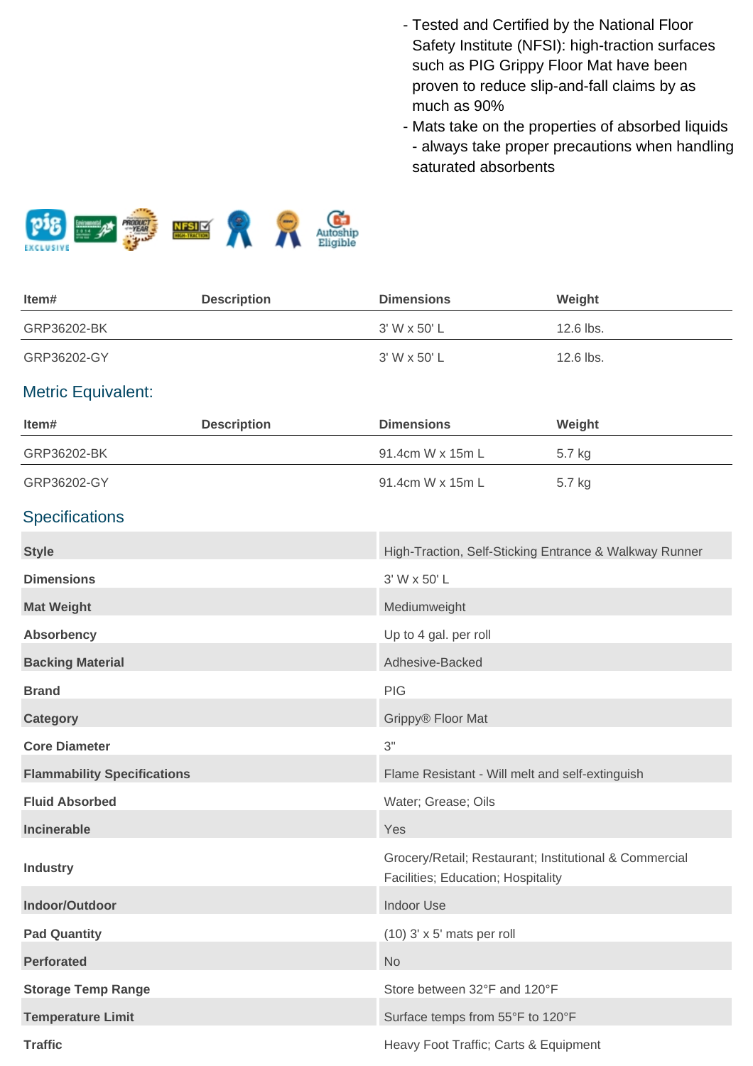- Tested and Certified by the National Floor Safety Institute (NFSI): high-traction surfaces such as PIG Grippy Floor Mat have been proven to reduce slip-and-fall claims by as much as 90%
- Mats take on the properties of absorbed liquids - always take proper precautions when handling saturated absorbents

| Item# | Description | Dimensions | Weight |
|---|---|---|---|
| GRP36202-BK | | 3' W x 50' L | 12.6 lbs. |
| GRP36202-GY | | 3' W x 50' L | 12.6 lbs. |

## Metric Equivalent:

| Item# | Description | Dimensions | Weight |
|---|---|---|---|
| GRP36202-BK | | 91.4cm W x 15m L | 5.7 kg |
| GRP36202-GY | | 91.4cm W x 15m L | 5.7 kg |

## Specifications

| | |
|---|---|
| **Style** | High-Traction, Self-Sticking Entrance & Walkway Runner |
| **Dimensions** | 3' W x 50' L |
| **Mat Weight** | Mediumweight |
| **Absorbency** | Up to 4 gal. per roll |
| **Backing Material** | Adhesive-Backed |
| **Brand** | PIG |
| **Category** | Grippy® Floor Mat |
| **Core Diameter** | 3" |
| **Flammability Specifications** | Flame Resistant - Will melt and self-extinguish |
| **Fluid Absorbed** | Water; Grease; Oils |
| **Incinerable** | Yes |
| **Industry** | Grocery/Retail; Restaurant; Institutional & Commercial Facilities; Education; Hospitality |
| **Indoor/Outdoor** | Indoor Use |
| **Pad Quantity** | (10) 3' x 5' mats per roll |
| **Perforated** | No |
| **Storage Temp Range** | Store between 32°F and 120°F |
| **Temperature Limit** | Surface temps from 55°F to 120°F |
| **Traffic** | Heavy Foot Traffic; Carts & Equipment |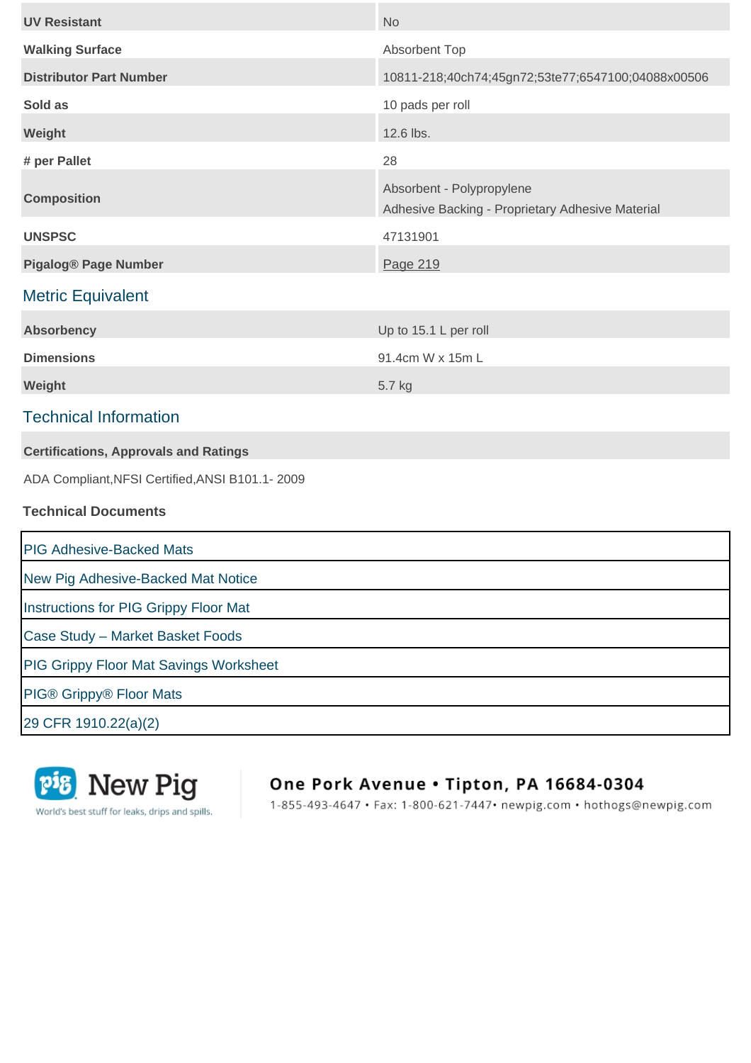| | |
|---|---|
| **UV Resistant** | No |
| **Walking Surface** | Absorbent Top |
| **Distributor Part Number** | 10811-218;40ch74;45gn72;53te77;6547100;04088x00506 |
| **Sold as** | 10 pads per roll |
| **Weight** | 12.6 lbs. |
| **# per Pallet** | 28 |
| **Composition** | Absorbent - Polypropylene<br>Adhesive Backing - Proprietary Adhesive Material |
| **UNSPSC** | 47131901 |
| **Pigalog® Page Number** | Page 219 |

## Metric Equivalent

| | |
|---|---|
| **Absorbency** | Up to 15.1 L per roll |
| **Dimensions** | 91.4cm W x 15m L |
| **Weight** | 5.7 kg |

## Technical Information

**Certifications, Approvals and Ratings**

ADA Compliant,NFSI Certified,ANSI B101.1- 2009

### Technical Documents

- PIG Adhesive-Backed Mats
- New Pig Adhesive-Backed Mat Notice
- Instructions for PIG Grippy Floor Mat
- Case Study – Market Basket Foods
- PIG Grippy Floor Mat Savings Worksheet
- PIG® Grippy® Floor Mats
- 29 CFR 1910.22(a)(2)

New Pig
World's best stuff for leaks, drips and spills.

One Pork Avenue • Tipton, PA 16684-0304
1-855-493-4647 • Fax: 1-800-621-7447• newpig.com • hothogs@newpig.com